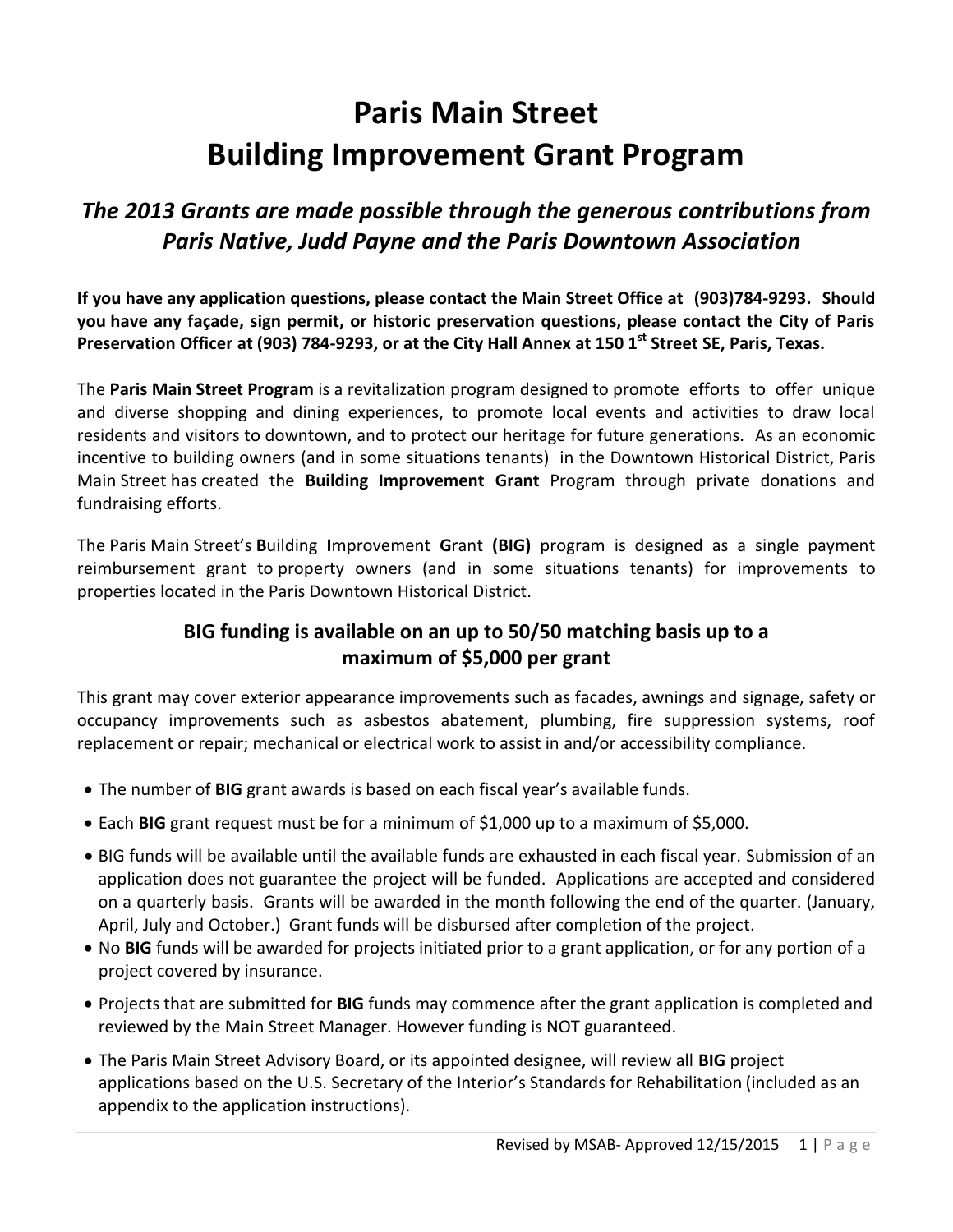# Paris Main Street
# Building Improvement Grant Program

## *The 2013 Grants are made possible through the generous contributions from Paris Native, Judd Payne and the Paris Downtown Association*

**If you have any application questions, please contact the Main Street Office at (903)784-9293. Should you have any façade, sign permit, or historic preservation questions, please contact the City of Paris Preservation Officer at (903) 784-9293, or at the City Hall Annex at 150 1st Street SE, Paris, Texas.**

The **Paris Main Street Program** is a revitalization program designed to promote efforts to offer unique and diverse shopping and dining experiences, to promote local events and activities to draw local residents and visitors to downtown, and to protect our heritage for future generations. As an economic incentive to building owners (and in some situations tenants) in the Downtown Historical District, Paris Main Street has created the **Building Improvement Grant** Program through private donations and fundraising efforts.

The Paris Main Street's **B**uilding **I**mprovement **G**rant **(BIG)** program is designed as a single payment reimbursement grant to property owners (and in some situations tenants) for improvements to properties located in the Paris Downtown Historical District.

### BIG funding is available on an up to 50/50 matching basis up to a maximum of $5,000 per grant

This grant may cover exterior appearance improvements such as facades, awnings and signage, safety or occupancy improvements such as asbestos abatement, plumbing, fire suppression systems, roof replacement or repair; mechanical or electrical work to assist in and/or accessibility compliance.

- The number of **BIG** grant awards is based on each fiscal year's available funds.
- Each **BIG** grant request must be for a minimum of $1,000 up to a maximum of $5,000.
- BIG funds will be available until the available funds are exhausted in each fiscal year. Submission of an application does not guarantee the project will be funded. Applications are accepted and considered on a quarterly basis. Grants will be awarded in the month following the end of the quarter. (January, April, July and October.) Grant funds will be disbursed after completion of the project.
- No **BIG** funds will be awarded for projects initiated prior to a grant application, or for any portion of a project covered by insurance.
- Projects that are submitted for **BIG** funds may commence after the grant application is completed and reviewed by the Main Street Manager. However funding is NOT guaranteed.
- The Paris Main Street Advisory Board, or its appointed designee, will review all **BIG** project applications based on the U.S. Secretary of the Interior's Standards for Rehabilitation (included as an appendix to the application instructions).

Revised by MSAB- Approved 12/15/2015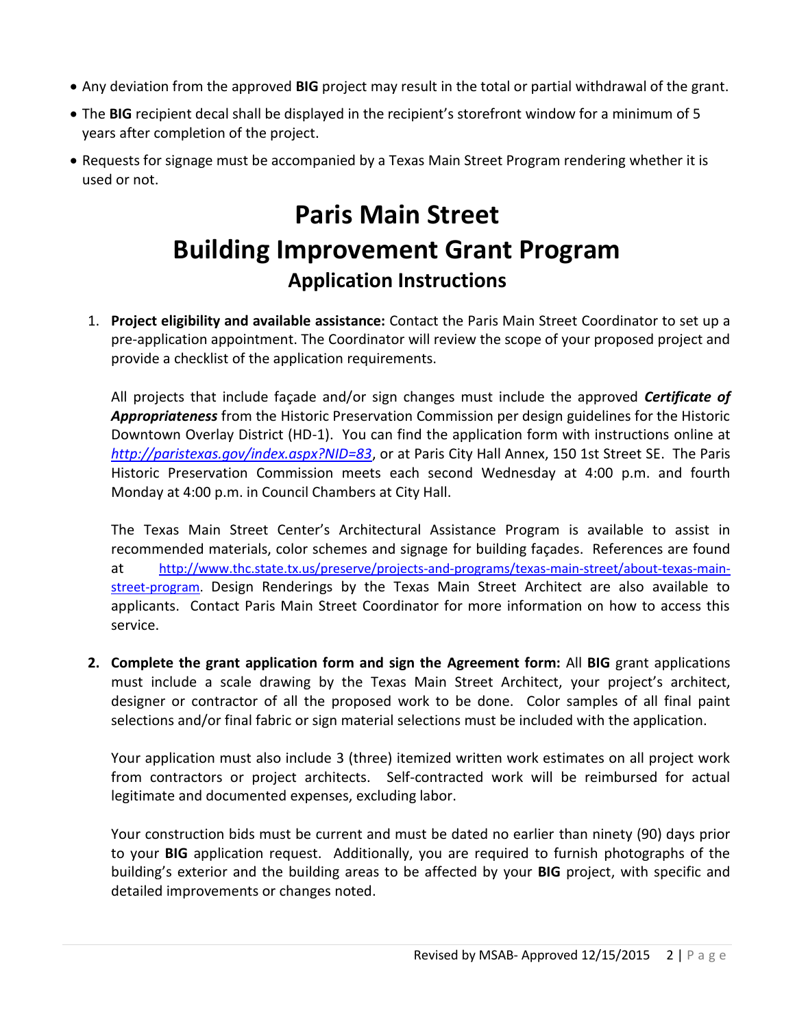- Any deviation from the approved **BIG** project may result in the total or partial withdrawal of the grant.
- The **BIG** recipient decal shall be displayed in the recipient's storefront window for a minimum of 5 years after completion of the project.
- Requests for signage must be accompanied by a Texas Main Street Program rendering whether it is used or not.

# Paris Main Street
# Building Improvement Grant Program
## Application Instructions

1. **Project eligibility and available assistance:** Contact the Paris Main Street Coordinator to set up a pre-application appointment. The Coordinator will review the scope of your proposed project and provide a checklist of the application requirements.

   All projects that include façade and/or sign changes must include the approved ***Certificate of Appropriateness*** from the Historic Preservation Commission per design guidelines for the Historic Downtown Overlay District (HD-1). You can find the application form with instructions online at *http://paristexas.gov/index.aspx?NID=83*, or at Paris City Hall Annex, 150 1st Street SE. The Paris Historic Preservation Commission meets each second Wednesday at 4:00 p.m. and fourth Monday at 4:00 p.m. in Council Chambers at City Hall.

   The Texas Main Street Center's Architectural Assistance Program is available to assist in recommended materials, color schemes and signage for building façades. References are found at http://www.thc.state.tx.us/preserve/projects-and-programs/texas-main-street/about-texas-main-street-program. Design Renderings by the Texas Main Street Architect are also available to applicants. Contact Paris Main Street Coordinator for more information on how to access this service.

2. **Complete the grant application form and sign the Agreement form:** All **BIG** grant applications must include a scale drawing by the Texas Main Street Architect, your project's architect, designer or contractor of all the proposed work to be done. Color samples of all final paint selections and/or final fabric or sign material selections must be included with the application.

   Your application must also include 3 (three) itemized written work estimates on all project work from contractors or project architects. Self-contracted work will be reimbursed for actual legitimate and documented expenses, excluding labor.

   Your construction bids must be current and must be dated no earlier than ninety (90) days prior to your **BIG** application request. Additionally, you are required to furnish photographs of the building's exterior and the building areas to be affected by your **BIG** project, with specific and detailed improvements or changes noted.

Revised by MSAB- Approved 12/15/2015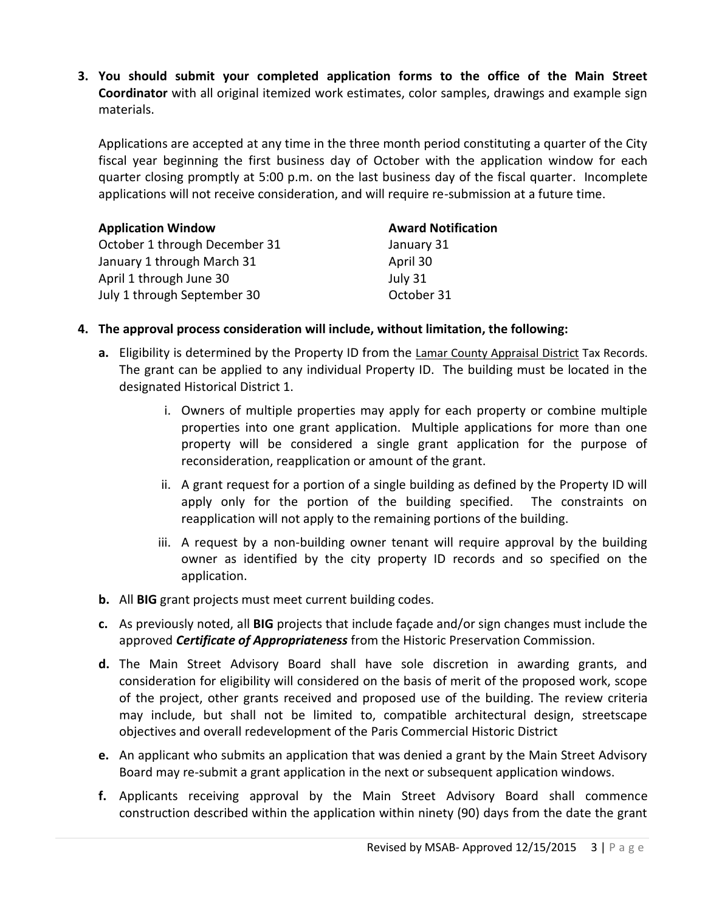3. **You should submit your completed application forms to the office of the Main Street Coordinator** with all original itemized work estimates, color samples, drawings and example sign materials.

   Applications are accepted at any time in the three month period constituting a quarter of the City fiscal year beginning the first business day of October with the application window for each quarter closing promptly at 5:00 p.m. on the last business day of the fiscal quarter. Incomplete applications will not receive consideration, and will require re-submission at a future time.

| **Application Window** | **Award Notification** |
|---|---|
| October 1 through December 31 | January 31 |
| January 1 through March 31 | April 30 |
| April 1 through June 30 | July 31 |
| July 1 through September 30 | October 31 |

4. **The approval process consideration will include, without limitation, the following:**

   **a.** Eligibility is determined by the Property ID from the Lamar County Appraisal District Tax Records. The grant can be applied to any individual Property ID. The building must be located in the designated Historical District 1.

      i. Owners of multiple properties may apply for each property or combine multiple properties into one grant application. Multiple applications for more than one property will be considered a single grant application for the purpose of reconsideration, reapplication or amount of the grant.

      ii. A grant request for a portion of a single building as defined by the Property ID will apply only for the portion of the building specified. The constraints on reapplication will not apply to the remaining portions of the building.

      iii. A request by a non-building owner tenant will require approval by the building owner as identified by the city property ID records and so specified on the application.

   **b.** All **BIG** grant projects must meet current building codes.

   **c.** As previously noted, all **BIG** projects that include façade and/or sign changes must include the approved ***Certificate of Appropriateness*** from the Historic Preservation Commission.

   **d.** The Main Street Advisory Board shall have sole discretion in awarding grants, and consideration for eligibility will considered on the basis of merit of the proposed work, scope of the project, other grants received and proposed use of the building. The review criteria may include, but shall not be limited to, compatible architectural design, streetscape objectives and overall redevelopment of the Paris Commercial Historic District

   **e.** An applicant who submits an application that was denied a grant by the Main Street Advisory Board may re-submit a grant application in the next or subsequent application windows.

   **f.** Applicants receiving approval by the Main Street Advisory Board shall commence construction described within the application within ninety (90) days from the date the grant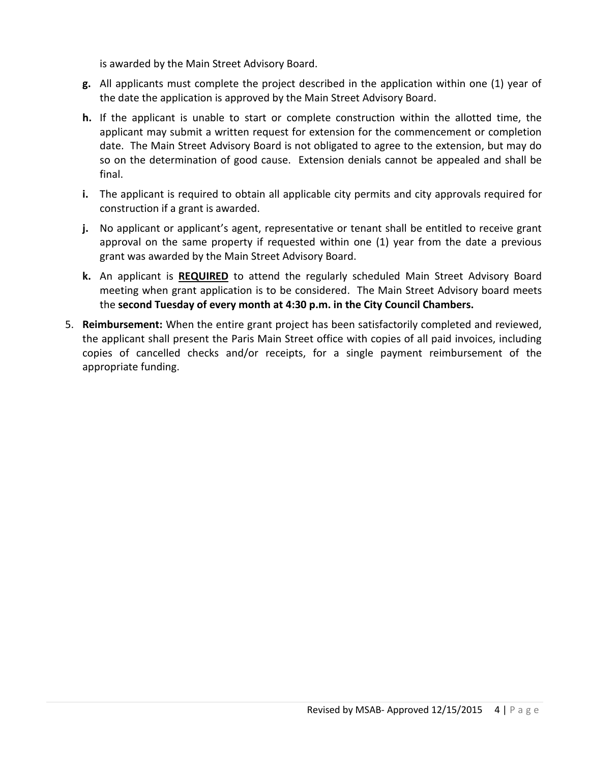is awarded by the Main Street Advisory Board.

- **g.** All applicants must complete the project described in the application within one (1) year of the date the application is approved by the Main Street Advisory Board.
- **h.** If the applicant is unable to start or complete construction within the allotted time, the applicant may submit a written request for extension for the commencement or completion date. The Main Street Advisory Board is not obligated to agree to the extension, but may do so on the determination of good cause. Extension denials cannot be appealed and shall be final.
- **i.** The applicant is required to obtain all applicable city permits and city approvals required for construction if a grant is awarded.
- **j.** No applicant or applicant's agent, representative or tenant shall be entitled to receive grant approval on the same property if requested within one (1) year from the date a previous grant was awarded by the Main Street Advisory Board.
- **k.** An applicant is <u>**REQUIRED**</u> to attend the regularly scheduled Main Street Advisory Board meeting when grant application is to be considered. The Main Street Advisory board meets the **second Tuesday of every month at 4:30 p.m. in the City Council Chambers.**

5. **Reimbursement:** When the entire grant project has been satisfactorily completed and reviewed, the applicant shall present the Paris Main Street office with copies of all paid invoices, including copies of cancelled checks and/or receipts, for a single payment reimbursement of the appropriate funding.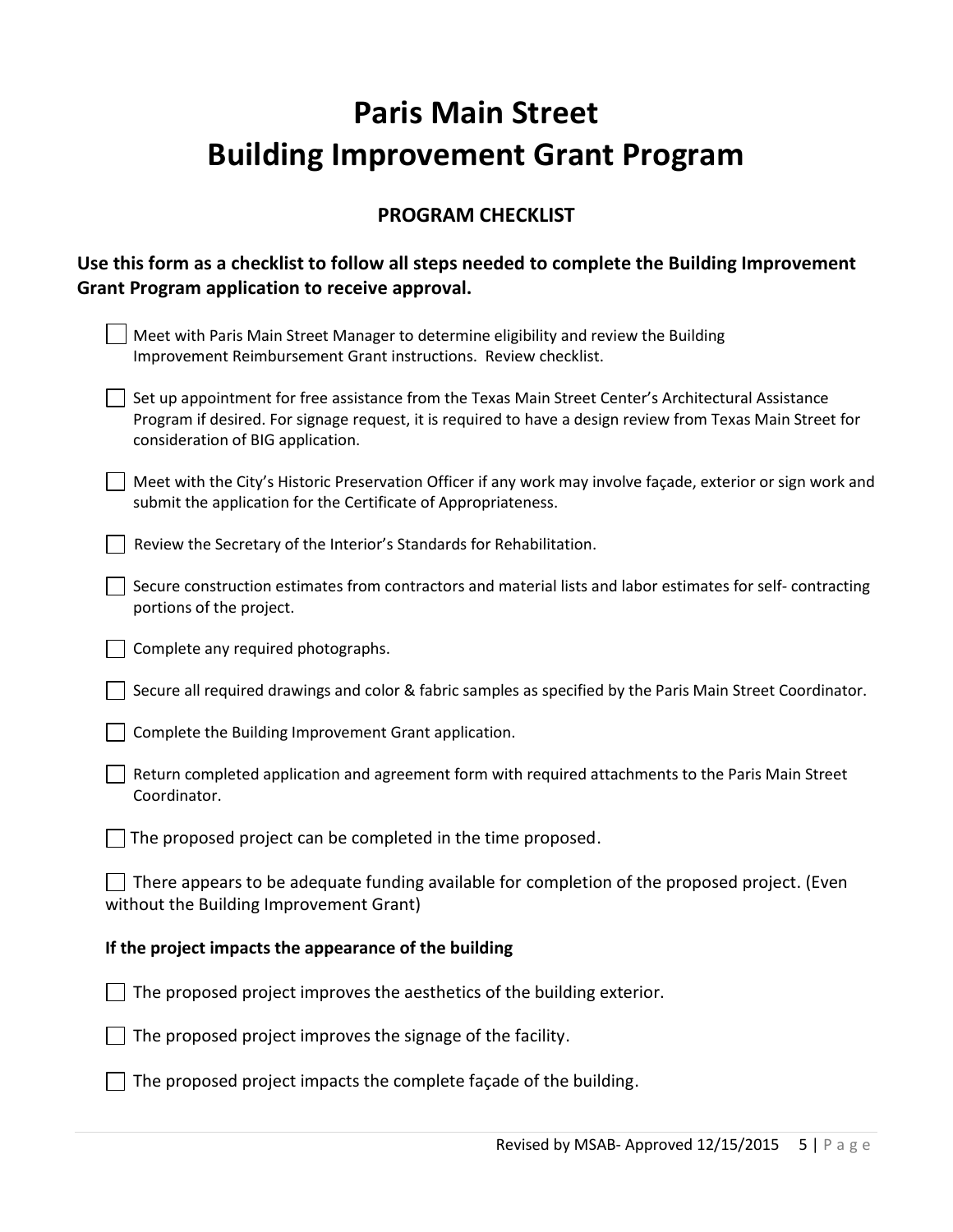# Paris Main Street
# Building Improvement Grant Program

## PROGRAM CHECKLIST

**Use this form as a checklist to follow all steps needed to complete the Building Improvement Grant Program application to receive approval.**

- [ ] Meet with Paris Main Street Manager to determine eligibility and review the Building Improvement Reimbursement Grant instructions. Review checklist.
- [ ] Set up appointment for free assistance from the Texas Main Street Center's Architectural Assistance Program if desired. For signage request, it is required to have a design review from Texas Main Street for consideration of BIG application.
- [ ] Meet with the City's Historic Preservation Officer if any work may involve façade, exterior or sign work and submit the application for the Certificate of Appropriateness.
- [ ] Review the Secretary of the Interior's Standards for Rehabilitation.
- [ ] Secure construction estimates from contractors and material lists and labor estimates for self- contracting portions of the project.
- [ ] Complete any required photographs.
- [ ] Secure all required drawings and color & fabric samples as specified by the Paris Main Street Coordinator.
- [ ] Complete the Building Improvement Grant application.
- [ ] Return completed application and agreement form with required attachments to the Paris Main Street Coordinator.
- [ ] The proposed project can be completed in the time proposed.
- [ ] There appears to be adequate funding available for completion of the proposed project. (Even without the Building Improvement Grant)

**If the project impacts the appearance of the building**

- [ ] The proposed project improves the aesthetics of the building exterior.
- [ ] The proposed project improves the signage of the facility.
- [ ] The proposed project impacts the complete façade of the building.

Revised by MSAB- Approved 12/15/2015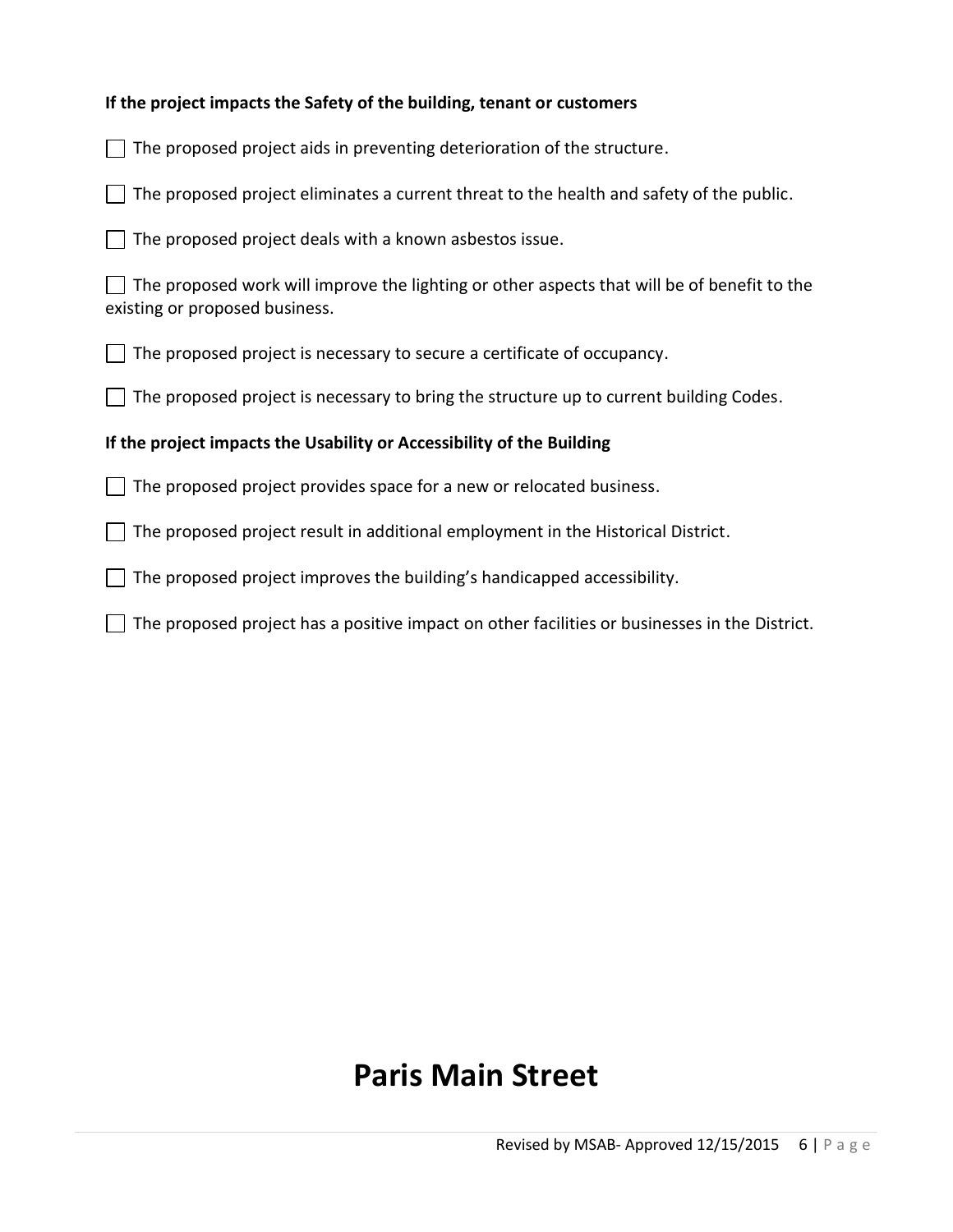**If the project impacts the Safety of the building, tenant or customers**

- [ ] The proposed project aids in preventing deterioration of the structure.
- [ ] The proposed project eliminates a current threat to the health and safety of the public.
- [ ] The proposed project deals with a known asbestos issue.
- [ ] The proposed work will improve the lighting or other aspects that will be of benefit to the existing or proposed business.
- [ ] The proposed project is necessary to secure a certificate of occupancy.
- [ ] The proposed project is necessary to bring the structure up to current building Codes.

**If the project impacts the Usability or Accessibility of the Building**

- [ ] The proposed project provides space for a new or relocated business.
- [ ] The proposed project result in additional employment in the Historical District.
- [ ] The proposed project improves the building's handicapped accessibility.
- [ ] The proposed project has a positive impact on other facilities or businesses in the District.

# Paris Main Street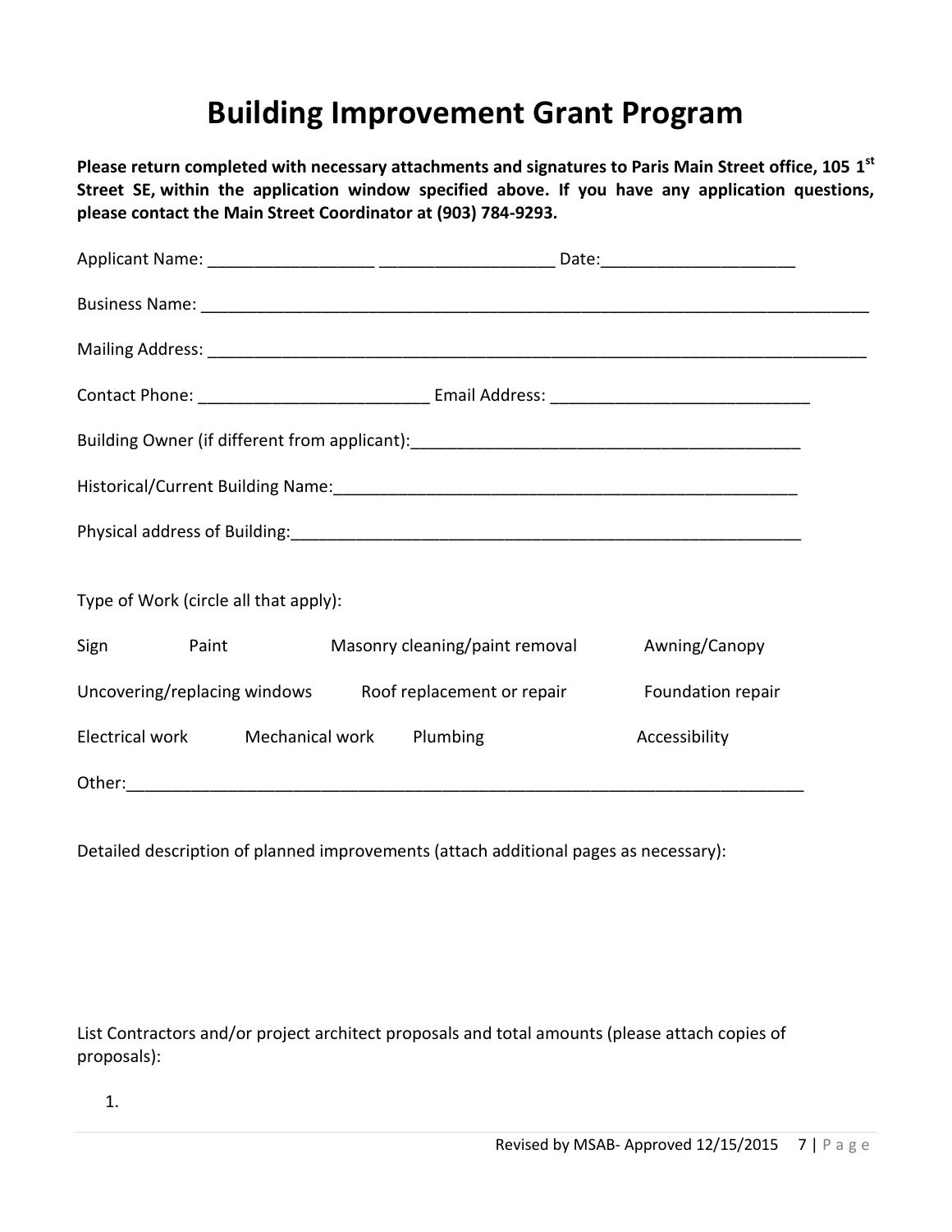# Building Improvement Grant Program

**Please return completed with necessary attachments and signatures to Paris Main Street office, 105 1st Street SE, within the application window specified above. If you have any application questions, please contact the Main Street Coordinator at (903) 784-9293.**

Applicant Name: __________________ ___________________ Date:_____________________

Business Name: ____________________________________________________________________________

Mailing Address: ___________________________________________________________________________

Contact Phone: _________________________ Email Address: ____________________________

Building Owner (if different from applicant):___________________________________________

Historical/Current Building Name:____________________________________________________

Physical address of Building:________________________________________________________

Type of Work (circle all that apply):

| | | | |
|---|---|---|---|
| Sign | Paint | Masonry cleaning/paint removal | Awning/Canopy |
| Uncovering/replacing windows | | Roof replacement or repair | Foundation repair |
| Electrical work | Mechanical work | Plumbing | Accessibility |

Other:___________________________________________________________________________

Detailed description of planned improvements (attach additional pages as necessary):

List Contractors and/or project architect proposals and total amounts (please attach copies of proposals):

1.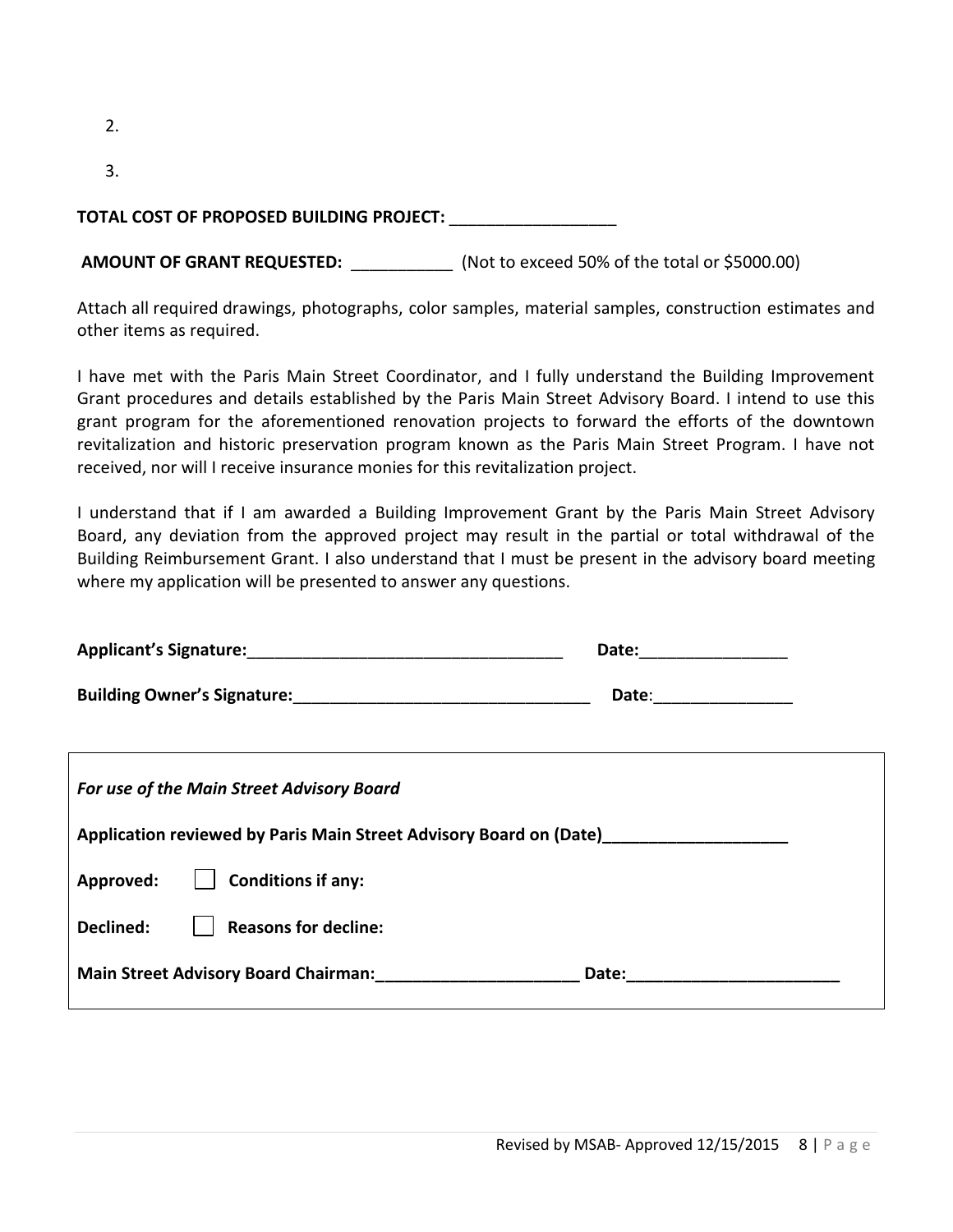2.

3.

**TOTAL COST OF PROPOSED BUILDING PROJECT:** __________________

**AMOUNT OF GRANT REQUESTED:** ___________ (Not to exceed 50% of the total or $5000.00)

Attach all required drawings, photographs, color samples, material samples, construction estimates and other items as required.

I have met with the Paris Main Street Coordinator, and I fully understand the Building Improvement Grant procedures and details established by the Paris Main Street Advisory Board. I intend to use this grant program for the aforementioned renovation projects to forward the efforts of the downtown revitalization and historic preservation program known as the Paris Main Street Program. I have not received, nor will I receive insurance monies for this revitalization project.

I understand that if I am awarded a Building Improvement Grant by the Paris Main Street Advisory Board, any deviation from the approved project may result in the partial or total withdrawal of the Building Reimbursement Grant. I also understand that I must be present in the advisory board meeting where my application will be presented to answer any questions.

**Applicant's Signature:**__________________________________ **Date:**________________

**Building Owner's Signature:**________________________________ **Date**:_______________

---

***For use of the Main Street Advisory Board***

**Application reviewed by Paris Main Street Advisory Board on (Date)**____________________

**Approved:** ☐ **Conditions if any:**

**Declined:** ☐ **Reasons for decline:**

**Main Street Advisory Board Chairman:**______________________ **Date:**_______________________

---

Revised by MSAB- Approved 12/15/2015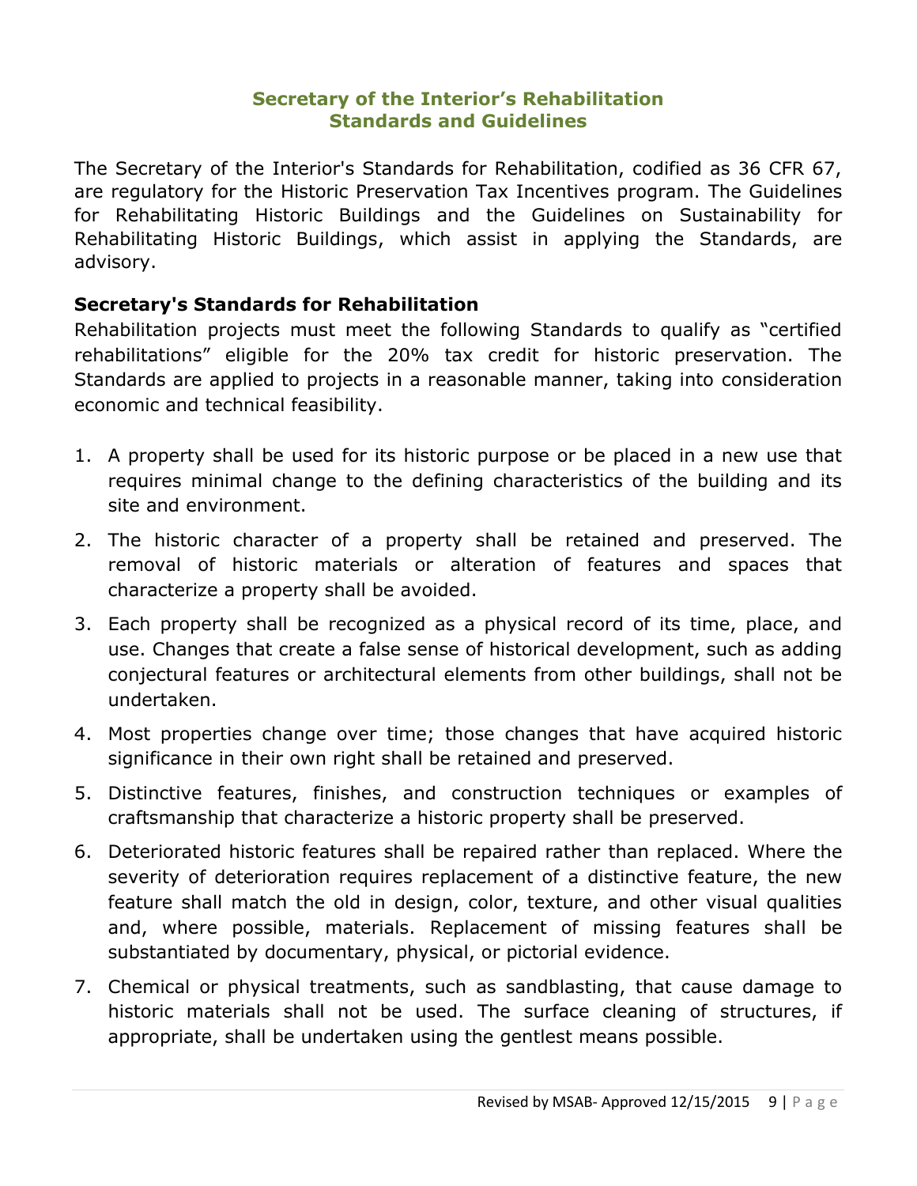## Secretary of the Interior's Rehabilitation Standards and Guidelines

The Secretary of the Interior's Standards for Rehabilitation, codified as 36 CFR 67, are regulatory for the Historic Preservation Tax Incentives program. The Guidelines for Rehabilitating Historic Buildings and the Guidelines on Sustainability for Rehabilitating Historic Buildings, which assist in applying the Standards, are advisory.

### Secretary's Standards for Rehabilitation

Rehabilitation projects must meet the following Standards to qualify as "certified rehabilitations" eligible for the 20% tax credit for historic preservation. The Standards are applied to projects in a reasonable manner, taking into consideration economic and technical feasibility.

1. A property shall be used for its historic purpose or be placed in a new use that requires minimal change to the defining characteristics of the building and its site and environment.
2. The historic character of a property shall be retained and preserved. The removal of historic materials or alteration of features and spaces that characterize a property shall be avoided.
3. Each property shall be recognized as a physical record of its time, place, and use. Changes that create a false sense of historical development, such as adding conjectural features or architectural elements from other buildings, shall not be undertaken.
4. Most properties change over time; those changes that have acquired historic significance in their own right shall be retained and preserved.
5. Distinctive features, finishes, and construction techniques or examples of craftsmanship that characterize a historic property shall be preserved.
6. Deteriorated historic features shall be repaired rather than replaced. Where the severity of deterioration requires replacement of a distinctive feature, the new feature shall match the old in design, color, texture, and other visual qualities and, where possible, materials. Replacement of missing features shall be substantiated by documentary, physical, or pictorial evidence.
7. Chemical or physical treatments, such as sandblasting, that cause damage to historic materials shall not be used. The surface cleaning of structures, if appropriate, shall be undertaken using the gentlest means possible.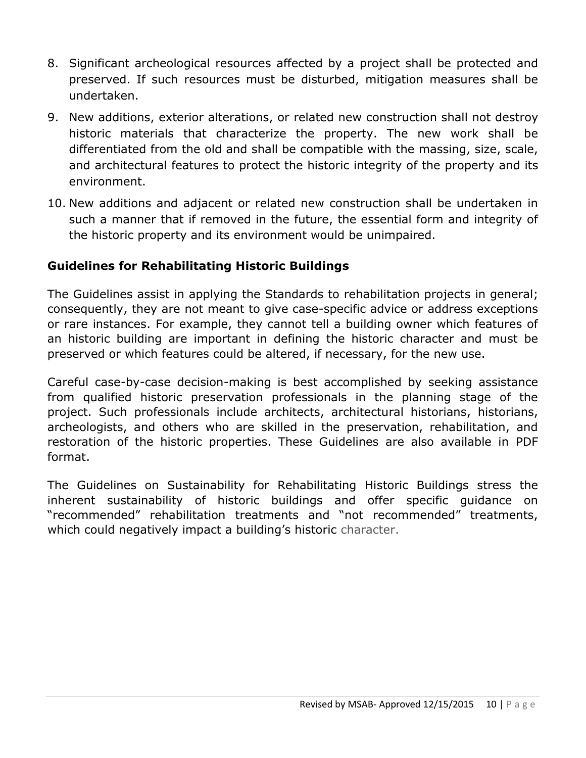8. Significant archeological resources affected by a project shall be protected and preserved. If such resources must be disturbed, mitigation measures shall be undertaken.
9. New additions, exterior alterations, or related new construction shall not destroy historic materials that characterize the property. The new work shall be differentiated from the old and shall be compatible with the massing, size, scale, and architectural features to protect the historic integrity of the property and its environment.
10. New additions and adjacent or related new construction shall be undertaken in such a manner that if removed in the future, the essential form and integrity of the historic property and its environment would be unimpaired.

**Guidelines for Rehabilitating Historic Buildings**

The Guidelines assist in applying the Standards to rehabilitation projects in general; consequently, they are not meant to give case-specific advice or address exceptions or rare instances. For example, they cannot tell a building owner which features of an historic building are important in defining the historic character and must be preserved or which features could be altered, if necessary, for the new use.

Careful case-by-case decision-making is best accomplished by seeking assistance from qualified historic preservation professionals in the planning stage of the project. Such professionals include architects, architectural historians, historians, archeologists, and others who are skilled in the preservation, rehabilitation, and restoration of the historic properties. These Guidelines are also available in PDF format.

The Guidelines on Sustainability for Rehabilitating Historic Buildings stress the inherent sustainability of historic buildings and offer specific guidance on "recommended" rehabilitation treatments and "not recommended" treatments, which could negatively impact a building's historic character.